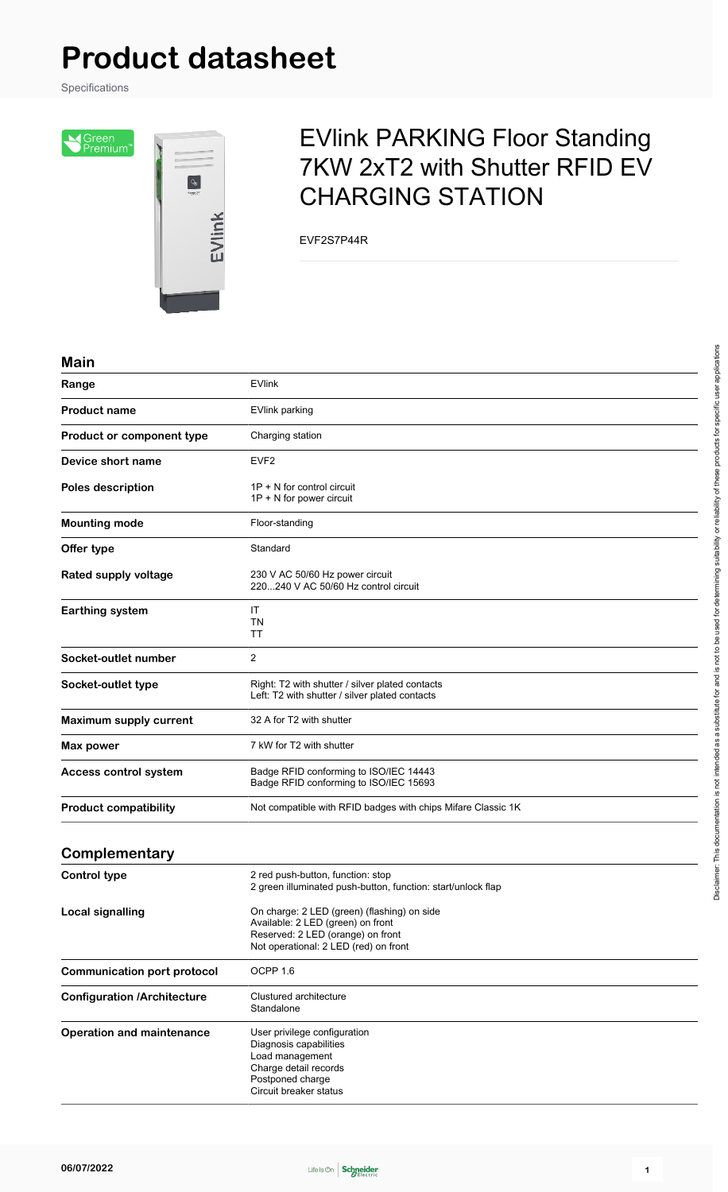# Product datasheet

Specifications

## EVlink PARKING Floor Standing 7KW 2xT2 with Shutter RFID EV CHARGING STATION

EVF2S7P44R

### Main

| | |
|---|---|
| **Range** | EVlink |
| **Product name** | EVlink parking |
| **Product or component type** | Charging station |
| **Device short name** | EVF2 |
| **Poles description** | 1P + N for control circuit<br>1P + N for power circuit |
| **Mounting mode** | Floor-standing |
| **Offer type** | Standard |
| **Rated supply voltage** | 230 V AC 50/60 Hz power circuit<br>220...240 V AC 50/60 Hz control circuit |
| **Earthing system** | IT<br>TN<br>TT |
| **Socket-outlet number** | 2 |
| **Socket-outlet type** | Right: T2 with shutter / silver plated contacts<br>Left: T2 with shutter / silver plated contacts |
| **Maximum supply current** | 32 A for T2 with shutter |
| **Max power** | 7 kW for T2 with shutter |
| **Access control system** | Badge RFID conforming to ISO/IEC 14443<br>Badge RFID conforming to ISO/IEC 15693 |
| **Product compatibility** | Not compatible with RFID badges with chips Mifare Classic 1K |

### Complementary

| | |
|---|---|
| **Control type** | 2 red push-button, function: stop<br>2 green illuminated push-button, function: start/unlock flap |
| **Local signalling** | On charge: 2 LED (green) (flashing) on side<br>Available: 2 LED (green) on front<br>Reserved: 2 LED (orange) on front<br>Not operational: 2 LED (red) on front |
| **Communication port protocol** | OCPP 1.6 |
| **Configuration /Architecture** | Clustured architecture<br>Standalone |
| **Operation and maintenance** | User privilege configuration<br>Diagnosis capabilities<br>Load management<br>Charge detail records<br>Postponed charge<br>Circuit breaker status |

Disclaimer: This documentation is not intended as a substitute for and is not to be used for determining suitability or reliability of these products for specific user applications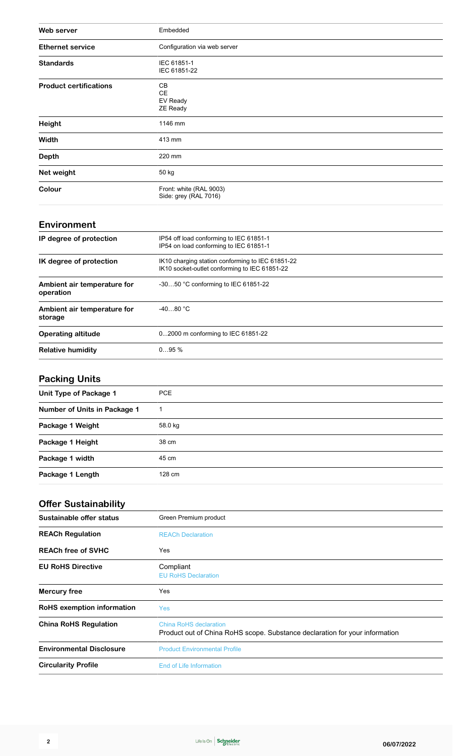| | |
|---|---|
| **Web server** | Embedded |
| **Ethernet service** | Configuration via web server |
| **Standards** | IEC 61851-1<br>IEC 61851-22 |
| **Product certifications** | CB<br>CE<br>EV Ready<br>ZE Ready |
| **Height** | 1146 mm |
| **Width** | 413 mm |
| **Depth** | 220 mm |
| **Net weight** | 50 kg |
| **Colour** | Front: white (RAL 9003)<br>Side: grey (RAL 7016) |

## Environment

| | |
|---|---|
| **IP degree of protection** | IP54 off load conforming to IEC 61851-1<br>IP54 on load conforming to IEC 61851-1 |
| **IK degree of protection** | IK10 charging station conforming to IEC 61851-22<br>IK10 socket-outlet conforming to IEC 61851-22 |
| **Ambient air temperature for operation** | -30…50 °C conforming to IEC 61851-22 |
| **Ambient air temperature for storage** | -40…80 °C |
| **Operating altitude** | 0...2000 m conforming to IEC 61851-22 |
| **Relative humidity** | 0…95 % |

## Packing Units

| | |
|---|---|
| **Unit Type of Package 1** | PCE |
| **Number of Units in Package 1** | 1 |
| **Package 1 Weight** | 58.0 kg |
| **Package 1 Height** | 38 cm |
| **Package 1 width** | 45 cm |
| **Package 1 Length** | 128 cm |

## Offer Sustainability

| | |
|---|---|
| **Sustainable offer status** | Green Premium product |
| **REACh Regulation** | REACh Declaration |
| **REACh free of SVHC** | Yes |
| **EU RoHS Directive** | Compliant<br>EU RoHS Declaration |
| **Mercury free** | Yes |
| **RoHS exemption information** | Yes |
| **China RoHS Regulation** | China RoHS declaration<br>Product out of China RoHS scope. Substance declaration for your information |
| **Environmental Disclosure** | Product Environmental Profile |
| **Circularity Profile** | End of Life Information |